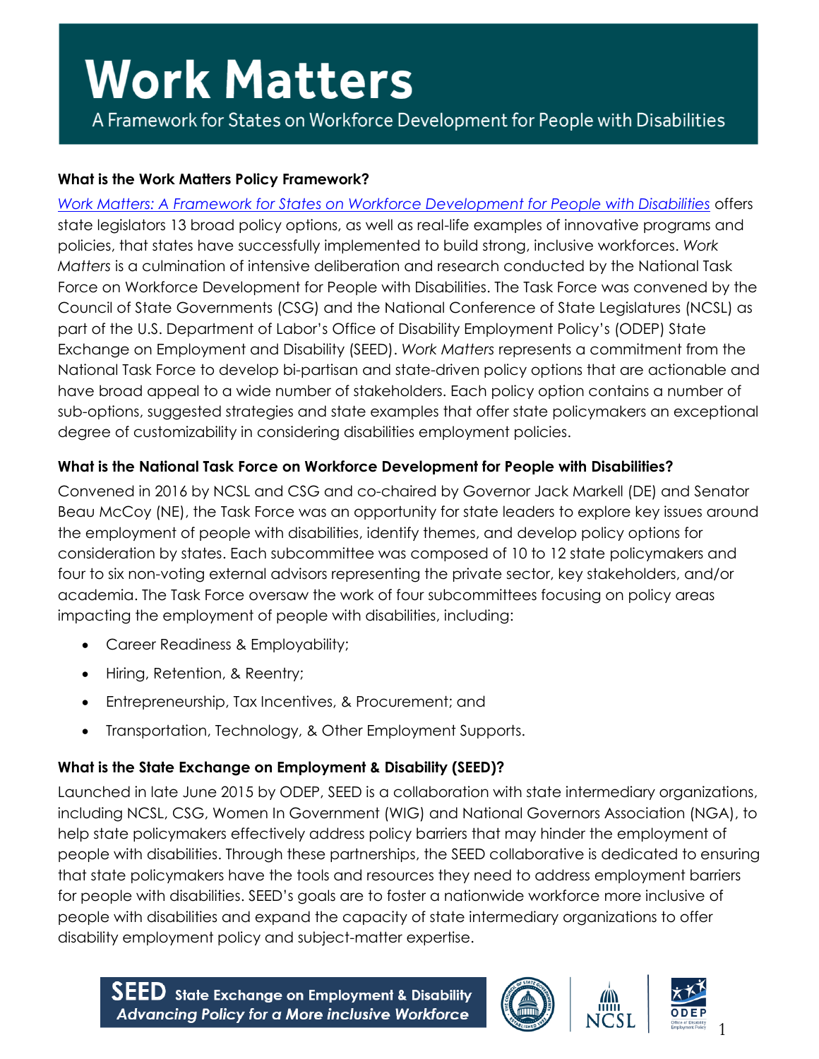# Work Matters

A Framework for States on Workforce Development for People with Disabilities

**What is the Work Matters Policy Framework?**

*Work Matters: A Framework for States on Workforce Development for People with Disabilities* offers state legislators 13 broad policy options, as well as real-life examples of innovative programs and policies, that states have successfully implemented to build strong, inclusive workforces. *Work Matters* is a culmination of intensive deliberation and research conducted by the National Task Force on Workforce Development for People with Disabilities. The Task Force was convened by the Council of State Governments (CSG) and the National Conference of State Legislatures (NCSL) as part of the U.S. Department of Labor's Office of Disability Employment Policy's (ODEP) State Exchange on Employment and Disability (SEED). *Work Matters* represents a commitment from the National Task Force to develop bi-partisan and state-driven policy options that are actionable and have broad appeal to a wide number of stakeholders. Each policy option contains a number of sub-options, suggested strategies and state examples that offer state policymakers an exceptional degree of customizability in considering disabilities employment policies.

**What is the National Task Force on Workforce Development for People with Disabilities?**

Convened in 2016 by NCSL and CSG and co-chaired by Governor Jack Markell (DE) and Senator Beau McCoy (NE), the Task Force was an opportunity for state leaders to explore key issues around the employment of people with disabilities, identify themes, and develop policy options for consideration by states. Each subcommittee was composed of 10 to 12 state policymakers and four to six non-voting external advisors representing the private sector, key stakeholders, and/or academia. The Task Force oversaw the work of four subcommittees focusing on policy areas impacting the employment of people with disabilities, including:

- Career Readiness & Employability;
- Hiring, Retention, & Reentry;
- Entrepreneurship, Tax Incentives, & Procurement; and
- Transportation, Technology, & Other Employment Supports.

**What is the State Exchange on Employment & Disability (SEED)?**

Launched in late June 2015 by ODEP, SEED is a collaboration with state intermediary organizations, including NCSL, CSG, Women In Government (WIG) and National Governors Association (NGA), to help state policymakers effectively address policy barriers that may hinder the employment of people with disabilities. Through these partnerships, the SEED collaborative is dedicated to ensuring that state policymakers have the tools and resources they need to address employment barriers for people with disabilities. SEED's goals are to foster a nationwide workforce more inclusive of people with disabilities and expand the capacity of state intermediary organizations to offer disability employment policy and subject-matter expertise.

**SEED** State Exchange on Employment & Disability
*Advancing Policy for a More inclusive Workforce*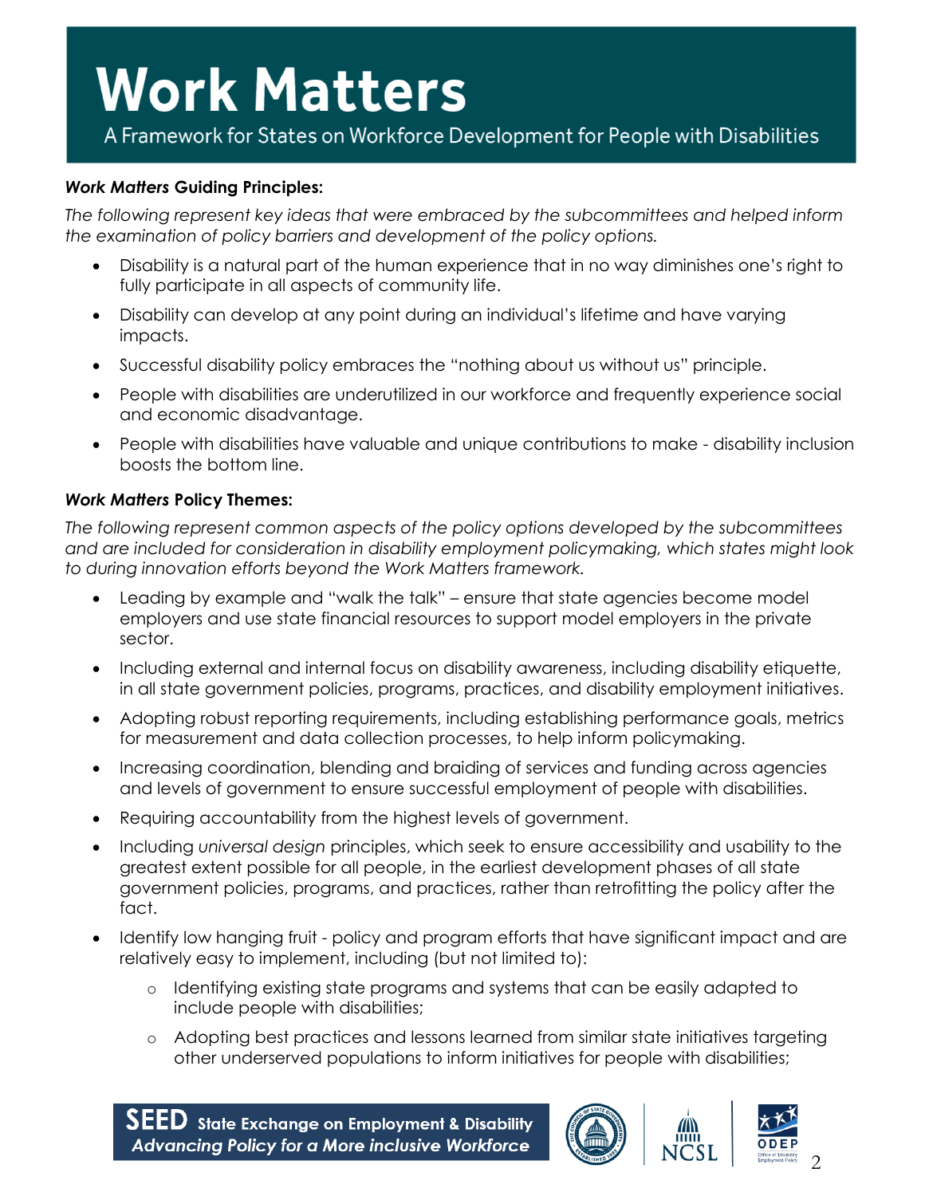# Work Matters

A Framework for States on Workforce Development for People with Disabilities

***Work Matters* Guiding Principles:**

*The following represent key ideas that were embraced by the subcommittees and helped inform the examination of policy barriers and development of the policy options.*

- Disability is a natural part of the human experience that in no way diminishes one's right to fully participate in all aspects of community life.
- Disability can develop at any point during an individual's lifetime and have varying impacts.
- Successful disability policy embraces the "nothing about us without us" principle.
- People with disabilities are underutilized in our workforce and frequently experience social and economic disadvantage.
- People with disabilities have valuable and unique contributions to make - disability inclusion boosts the bottom line.

***Work Matters* Policy Themes:**

*The following represent common aspects of the policy options developed by the subcommittees and are included for consideration in disability employment policymaking, which states might look to during innovation efforts beyond the Work Matters framework.*

- Leading by example and "walk the talk" – ensure that state agencies become model employers and use state financial resources to support model employers in the private sector.
- Including external and internal focus on disability awareness, including disability etiquette, in all state government policies, programs, practices, and disability employment initiatives.
- Adopting robust reporting requirements, including establishing performance goals, metrics for measurement and data collection processes, to help inform policymaking.
- Increasing coordination, blending and braiding of services and funding across agencies and levels of government to ensure successful employment of people with disabilities.
- Requiring accountability from the highest levels of government.
- Including *universal design* principles, which seek to ensure accessibility and usability to the greatest extent possible for all people, in the earliest development phases of all state government policies, programs, and practices, rather than retrofitting the policy after the fact.
- Identify low hanging fruit - policy and program efforts that have significant impact and are relatively easy to implement, including (but not limited to):
  - Identifying existing state programs and systems that can be easily adapted to include people with disabilities;
  - Adopting best practices and lessons learned from similar state initiatives targeting other underserved populations to inform initiatives for people with disabilities;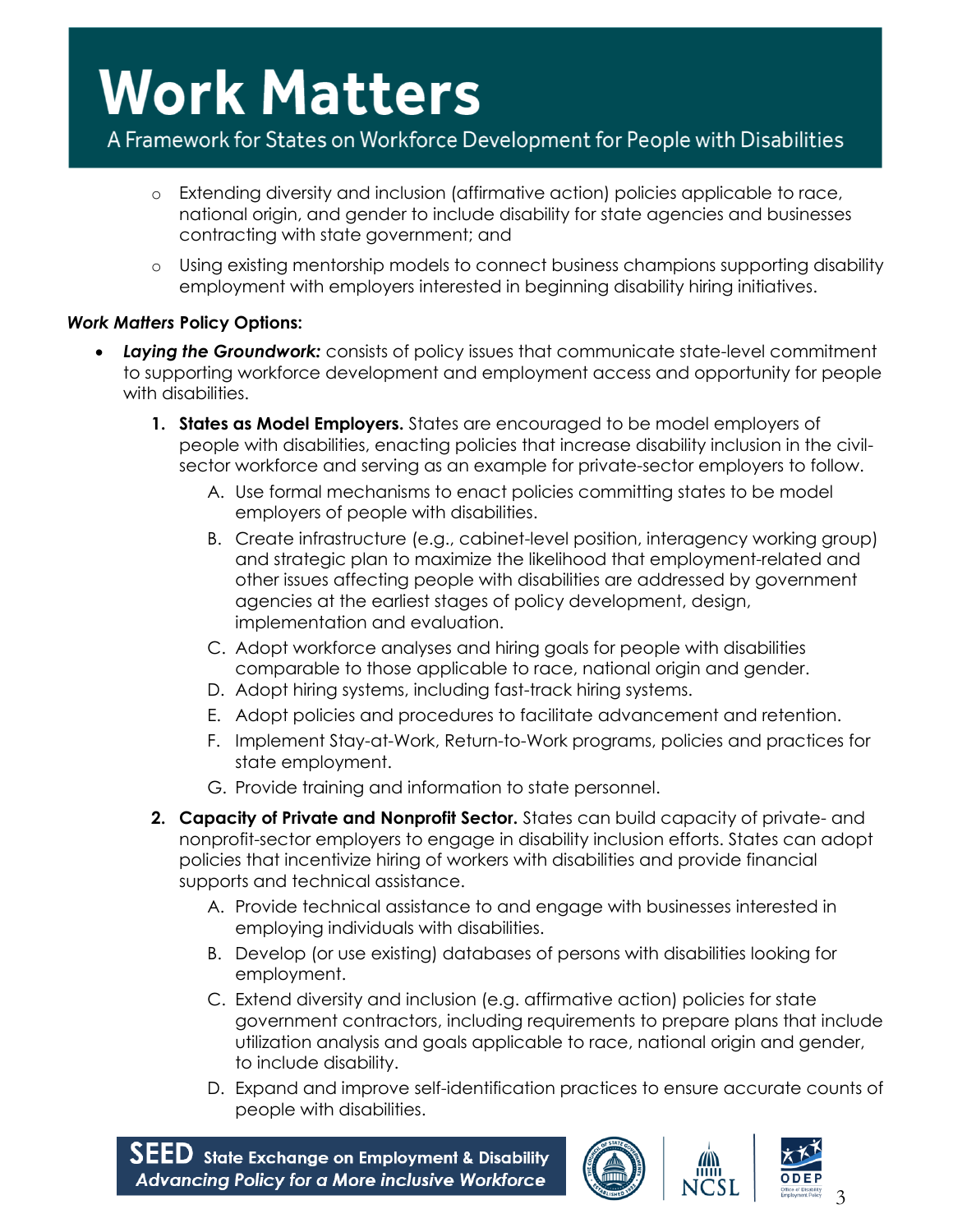- Extending diversity and inclusion (affirmative action) policies applicable to race, national origin, and gender to include disability for state agencies and businesses contracting with state government; and
- Using existing mentorship models to connect business champions supporting disability employment with employers interested in beginning disability hiring initiatives.

***Work Matters* Policy Options:**

- ***Laying the Groundwork:*** consists of policy issues that communicate state-level commitment to supporting workforce development and employment access and opportunity for people with disabilities.
  1. **States as Model Employers.** States are encouraged to be model employers of people with disabilities, enacting policies that increase disability inclusion in the civil-sector workforce and serving as an example for private-sector employers to follow.
     A. Use formal mechanisms to enact policies committing states to be model employers of people with disabilities.
     B. Create infrastructure (e.g., cabinet-level position, interagency working group) and strategic plan to maximize the likelihood that employment-related and other issues affecting people with disabilities are addressed by government agencies at the earliest stages of policy development, design, implementation and evaluation.
     C. Adopt workforce analyses and hiring goals for people with disabilities comparable to those applicable to race, national origin and gender.
     D. Adopt hiring systems, including fast-track hiring systems.
     E. Adopt policies and procedures to facilitate advancement and retention.
     F. Implement Stay-at-Work, Return-to-Work programs, policies and practices for state employment.
     G. Provide training and information to state personnel.
  2. **Capacity of Private and Nonprofit Sector.** States can build capacity of private- and nonprofit-sector employers to engage in disability inclusion efforts. States can adopt policies that incentivize hiring of workers with disabilities and provide financial supports and technical assistance.
     A. Provide technical assistance to and engage with businesses interested in employing individuals with disabilities.
     B. Develop (or use existing) databases of persons with disabilities looking for employment.
     C. Extend diversity and inclusion (e.g. affirmative action) policies for state government contractors, including requirements to prepare plans that include utilization analysis and goals applicable to race, national origin and gender, to include disability.
     D. Expand and improve self-identification practices to ensure accurate counts of people with disabilities.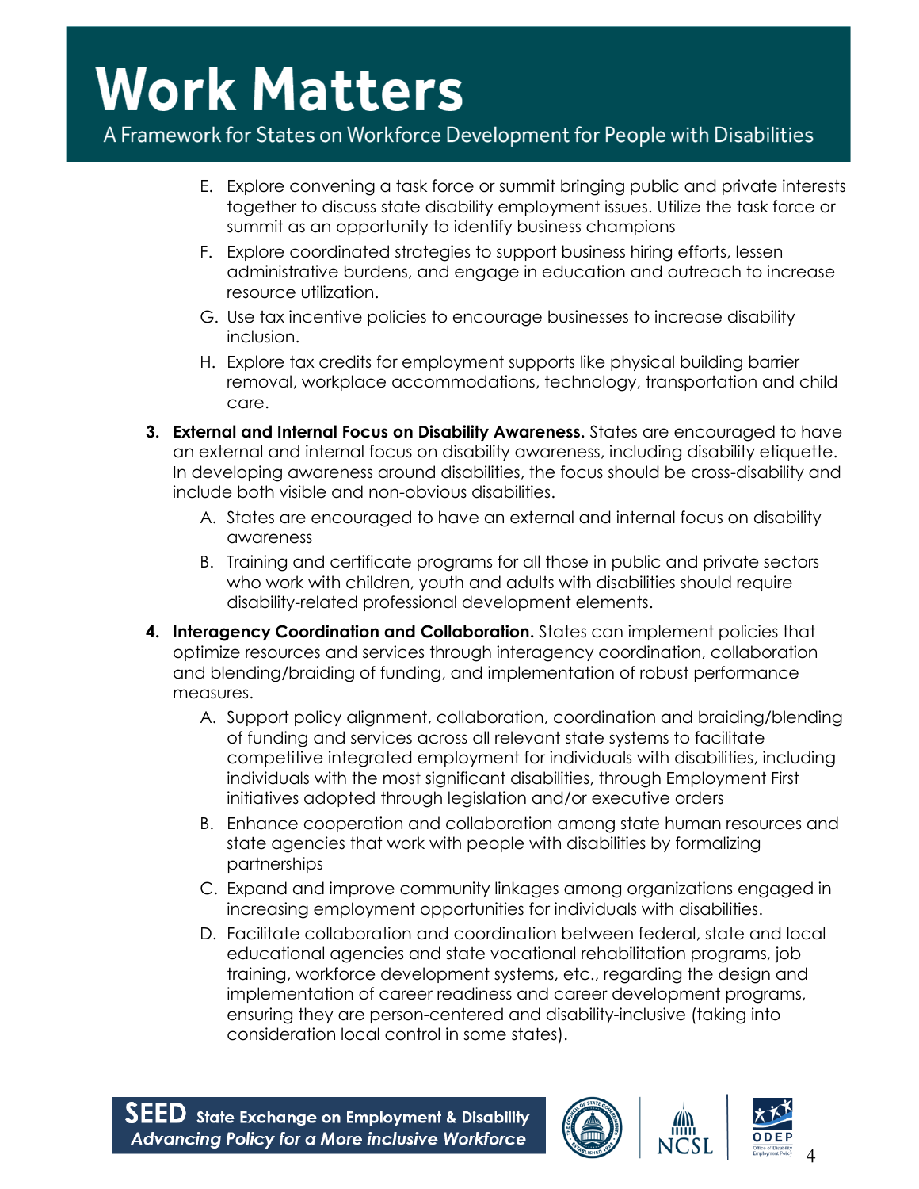E. Explore convening a task force or summit bringing public and private interests together to discuss state disability employment issues. Utilize the task force or summit as an opportunity to identify business champions
   F. Explore coordinated strategies to support business hiring efforts, lessen administrative burdens, and engage in education and outreach to increase resource utilization.
   G. Use tax incentive policies to encourage businesses to increase disability inclusion.
   H. Explore tax credits for employment supports like physical building barrier removal, workplace accommodations, technology, transportation and child care.

3. **External and Internal Focus on Disability Awareness.** States are encouraged to have an external and internal focus on disability awareness, including disability etiquette. In developing awareness around disabilities, the focus should be cross-disability and include both visible and non-obvious disabilities.
   A. States are encouraged to have an external and internal focus on disability awareness
   B. Training and certificate programs for all those in public and private sectors who work with children, youth and adults with disabilities should require disability-related professional development elements.

4. **Interagency Coordination and Collaboration.** States can implement policies that optimize resources and services through interagency coordination, collaboration and blending/braiding of funding, and implementation of robust performance measures.
   A. Support policy alignment, collaboration, coordination and braiding/blending of funding and services across all relevant state systems to facilitate competitive integrated employment for individuals with disabilities, including individuals with the most significant disabilities, through Employment First initiatives adopted through legislation and/or executive orders
   B. Enhance cooperation and collaboration among state human resources and state agencies that work with people with disabilities by formalizing partnerships
   C. Expand and improve community linkages among organizations engaged in increasing employment opportunities for individuals with disabilities.
   D. Facilitate collaboration and coordination between federal, state and local educational agencies and state vocational rehabilitation programs, job training, workforce development systems, etc., regarding the design and implementation of career readiness and career development programs, ensuring they are person-centered and disability-inclusive (taking into consideration local control in some states).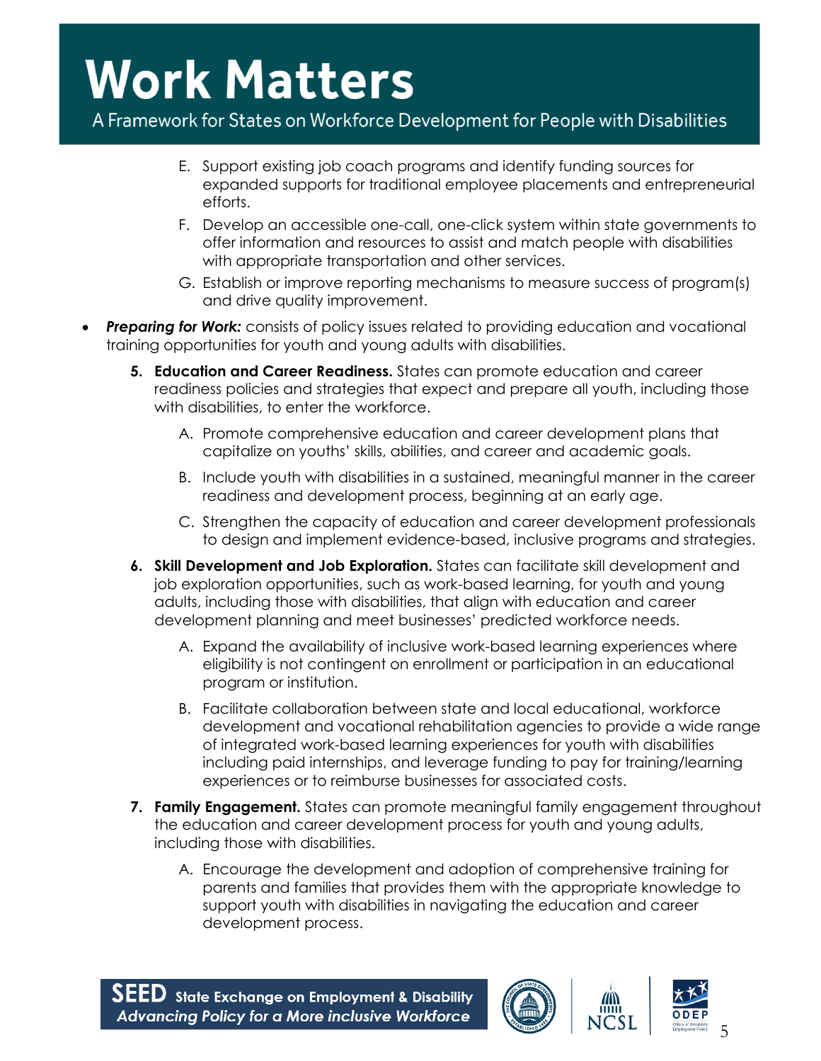E. Support existing job coach programs and identify funding sources for expanded supports for traditional employee placements and entrepreneurial efforts.

F. Develop an accessible one-call, one-click system within state governments to offer information and resources to assist and match people with disabilities with appropriate transportation and other services.

G. Establish or improve reporting mechanisms to measure success of program(s) and drive quality improvement.

- ***Preparing for Work:*** consists of policy issues related to providing education and vocational training opportunities for youth and young adults with disabilities.

5. **Education and Career Readiness.** States can promote education and career readiness policies and strategies that expect and prepare all youth, including those with disabilities, to enter the workforce.

   A. Promote comprehensive education and career development plans that capitalize on youths' skills, abilities, and career and academic goals.

   B. Include youth with disabilities in a sustained, meaningful manner in the career readiness and development process, beginning at an early age.

   C. Strengthen the capacity of education and career development professionals to design and implement evidence-based, inclusive programs and strategies.

6. **Skill Development and Job Exploration.** States can facilitate skill development and job exploration opportunities, such as work-based learning, for youth and young adults, including those with disabilities, that align with education and career development planning and meet businesses' predicted workforce needs.

   A. Expand the availability of inclusive work-based learning experiences where eligibility is not contingent on enrollment or participation in an educational program or institution.

   B. Facilitate collaboration between state and local educational, workforce development and vocational rehabilitation agencies to provide a wide range of integrated work-based learning experiences for youth with disabilities including paid internships, and leverage funding to pay for training/learning experiences or to reimburse businesses for associated costs.

7. **Family Engagement.** States can promote meaningful family engagement throughout the education and career development process for youth and young adults, including those with disabilities.

   A. Encourage the development and adoption of comprehensive training for parents and families that provides them with the appropriate knowledge to support youth with disabilities in navigating the education and career development process.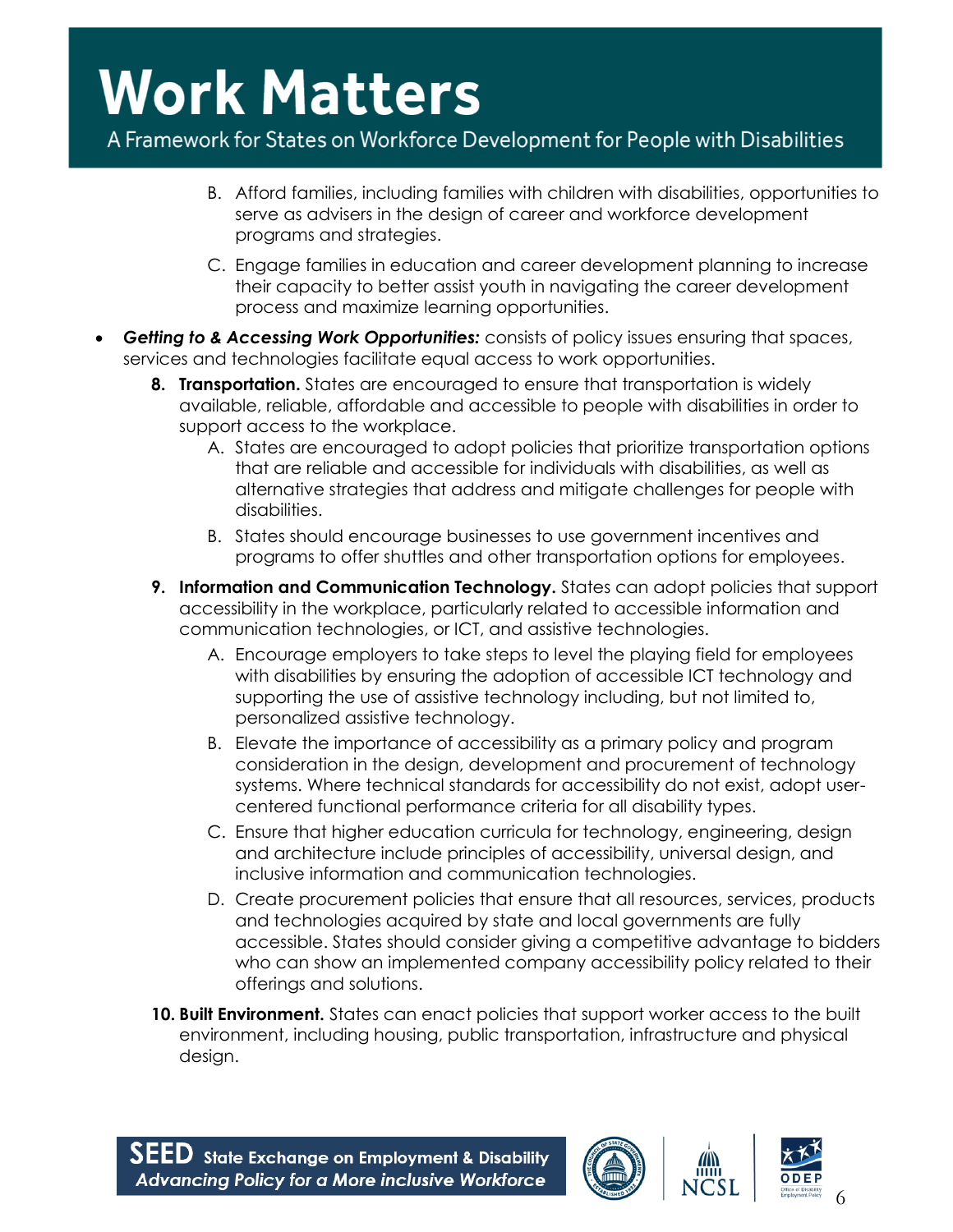B. Afford families, including families with children with disabilities, opportunities to serve as advisers in the design of career and workforce development programs and strategies.

   C. Engage families in education and career development planning to increase their capacity to better assist youth in navigating the career development process and maximize learning opportunities.

- ***Getting to & Accessing Work Opportunities:*** consists of policy issues ensuring that spaces, services and technologies facilitate equal access to work opportunities.

   **8. Transportation.** States are encouraged to ensure that transportation is widely available, reliable, affordable and accessible to people with disabilities in order to support access to the workplace.

      A. States are encouraged to adopt policies that prioritize transportation options that are reliable and accessible for individuals with disabilities, as well as alternative strategies that address and mitigate challenges for people with disabilities.

      B. States should encourage businesses to use government incentives and programs to offer shuttles and other transportation options for employees.

   **9. Information and Communication Technology.** States can adopt policies that support accessibility in the workplace, particularly related to accessible information and communication technologies, or ICT, and assistive technologies.

      A. Encourage employers to take steps to level the playing field for employees with disabilities by ensuring the adoption of accessible ICT technology and supporting the use of assistive technology including, but not limited to, personalized assistive technology.

      B. Elevate the importance of accessibility as a primary policy and program consideration in the design, development and procurement of technology systems. Where technical standards for accessibility do not exist, adopt user-centered functional performance criteria for all disability types.

      C. Ensure that higher education curricula for technology, engineering, design and architecture include principles of accessibility, universal design, and inclusive information and communication technologies.

      D. Create procurement policies that ensure that all resources, services, products and technologies acquired by state and local governments are fully accessible. States should consider giving a competitive advantage to bidders who can show an implemented company accessibility policy related to their offerings and solutions.

   **10. Built Environment.** States can enact policies that support worker access to the built environment, including housing, public transportation, infrastructure and physical design.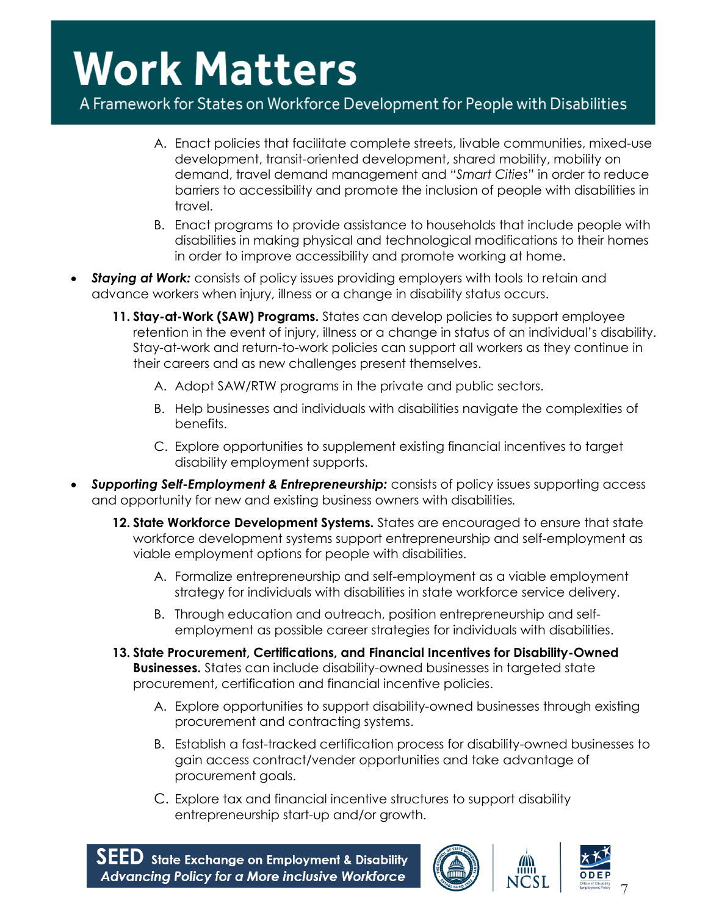A. Enact policies that facilitate complete streets, livable communities, mixed-use development, transit-oriented development, shared mobility, mobility on demand, travel demand management and "*Smart Cities*" in order to reduce barriers to accessibility and promote the inclusion of people with disabilities in travel.

B. Enact programs to provide assistance to households that include people with disabilities in making physical and technological modifications to their homes in order to improve accessibility and promote working at home.

- ***Staying at Work:*** consists of policy issues providing employers with tools to retain and advance workers when injury, illness or a change in disability status occurs.

**11. Stay-at-Work (SAW) Programs.** States can develop policies to support employee retention in the event of injury, illness or a change in status of an individual's disability. Stay-at-work and return-to-work policies can support all workers as they continue in their careers and as new challenges present themselves.

A. Adopt SAW/RTW programs in the private and public sectors.

B. Help businesses and individuals with disabilities navigate the complexities of benefits.

C. Explore opportunities to supplement existing financial incentives to target disability employment supports.

- ***Supporting Self-Employment & Entrepreneurship:*** consists of policy issues supporting access and opportunity for new and existing business owners with disabilities.

**12. State Workforce Development Systems.** States are encouraged to ensure that state workforce development systems support entrepreneurship and self-employment as viable employment options for people with disabilities.

A. Formalize entrepreneurship and self-employment as a viable employment strategy for individuals with disabilities in state workforce service delivery.

B. Through education and outreach, position entrepreneurship and self-employment as possible career strategies for individuals with disabilities.

**13. State Procurement, Certifications, and Financial Incentives for Disability-Owned Businesses.** States can include disability-owned businesses in targeted state procurement, certification and financial incentive policies.

A. Explore opportunities to support disability-owned businesses through existing procurement and contracting systems.

B. Establish a fast-tracked certification process for disability-owned businesses to gain access contract/vender opportunities and take advantage of procurement goals.

C. Explore tax and financial incentive structures to support disability entrepreneurship start-up and/or growth.